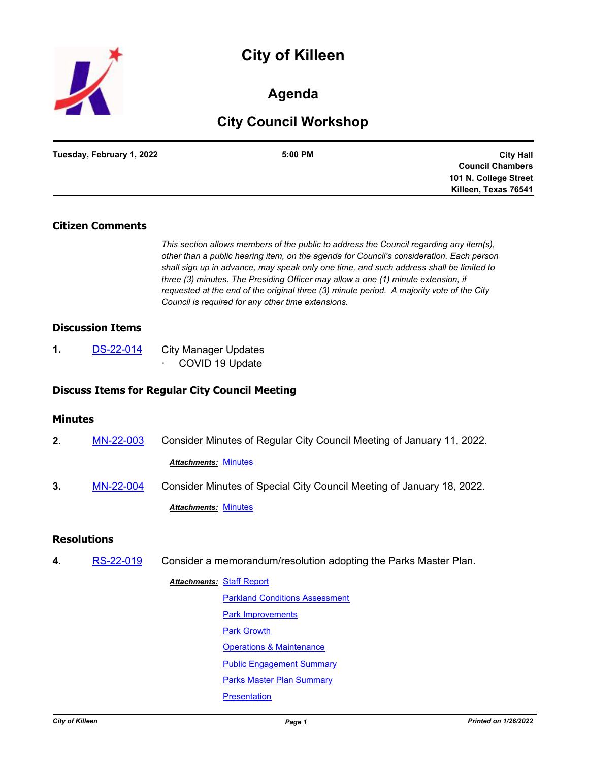# City of Killeen

## Agenda

## City Council Workshop

**Tuesday, February 1, 2022** — **5:00 PM** — **City Hall, Council Chambers, 101 N. College Street, Killeen, Texas 76541**

### Citizen Comments

*This section allows members of the public to address the Council regarding any item(s), other than a public hearing item, on the agenda for Council's consideration. Each person shall sign up in advance, may speak only one time, and such address shall be limited to three (3) minutes. The Presiding Officer may allow a one (1) minute extension, if requested at the end of the original three (3) minute period. A majority vote of the City Council is required for any other time extensions.*

### Discussion Items

**1.** DS-22-014 City Manager Updates

- COVID 19 Update

### Discuss Items for Regular City Council Meeting

### Minutes

**2.** MN-22-003 Consider Minutes of Regular City Council Meeting of January 11, 2022.

***Attachments:*** Minutes

**3.** MN-22-004 Consider Minutes of Special City Council Meeting of January 18, 2022.

***Attachments:*** Minutes

### Resolutions

**4.** RS-22-019 Consider a memorandum/resolution adopting the Parks Master Plan.

***Attachments:*** Staff Report
Parkland Conditions Assessment
Park Improvements
Park Growth
Operations & Maintenance
Public Engagement Summary
Parks Master Plan Summary
Presentation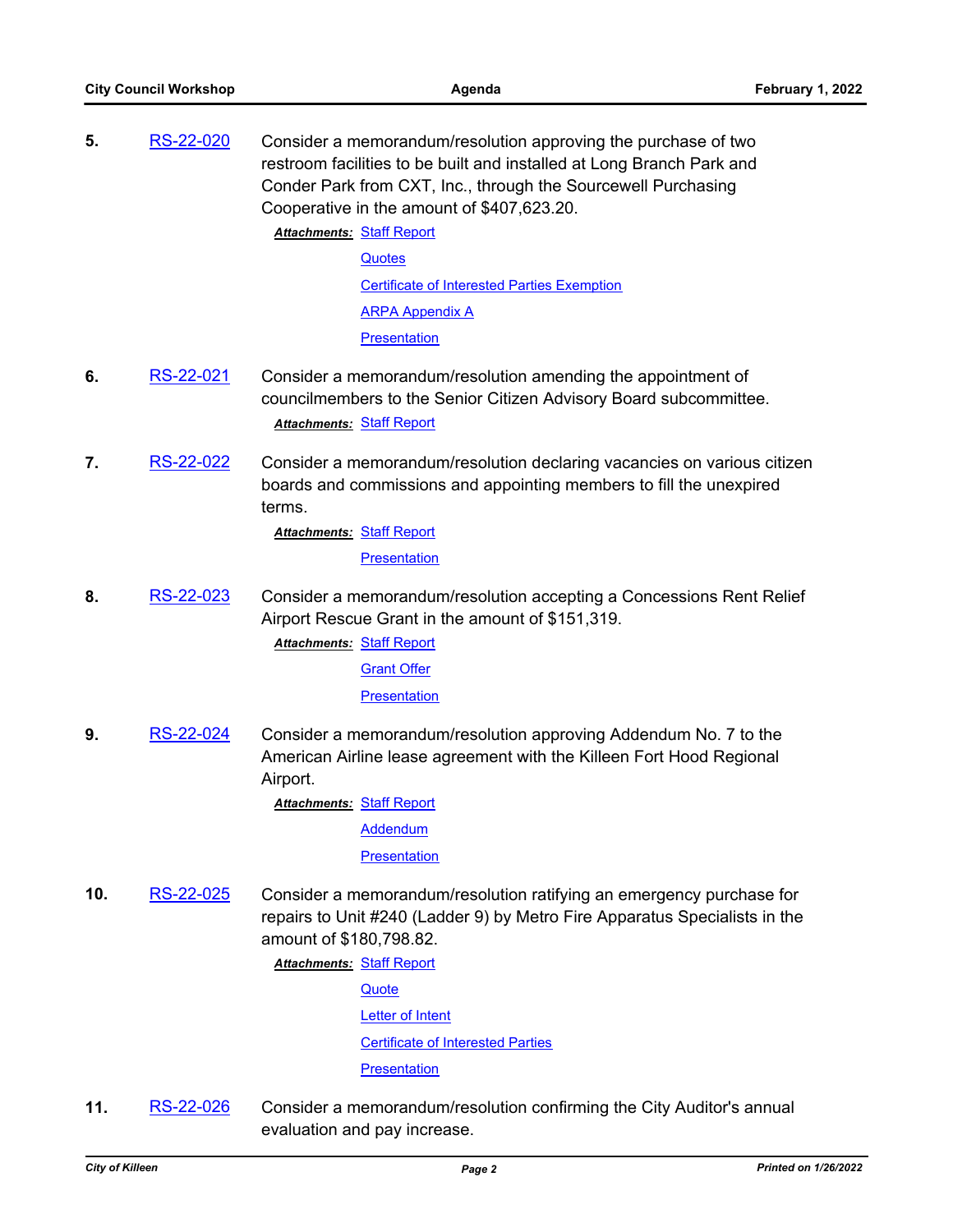**5.** RS-22-020 Consider a memorandum/resolution approving the purchase of two restroom facilities to be built and installed at Long Branch Park and Conder Park from CXT, Inc., through the Sourcewell Purchasing Cooperative in the amount of $407,623.20.

***Attachments:*** Staff Report
Quotes
Certificate of Interested Parties Exemption
ARPA Appendix A
Presentation

**6.** RS-22-021 Consider a memorandum/resolution amending the appointment of councilmembers to the Senior Citizen Advisory Board subcommittee.

***Attachments:*** Staff Report

**7.** RS-22-022 Consider a memorandum/resolution declaring vacancies on various citizen boards and commissions and appointing members to fill the unexpired terms.

***Attachments:*** Staff Report
Presentation

**8.** RS-22-023 Consider a memorandum/resolution accepting a Concessions Rent Relief Airport Rescue Grant in the amount of $151,319.

***Attachments:*** Staff Report
Grant Offer
Presentation

**9.** RS-22-024 Consider a memorandum/resolution approving Addendum No. 7 to the American Airline lease agreement with the Killeen Fort Hood Regional Airport.

***Attachments:*** Staff Report
Addendum
Presentation

**10.** RS-22-025 Consider a memorandum/resolution ratifying an emergency purchase for repairs to Unit #240 (Ladder 9) by Metro Fire Apparatus Specialists in the amount of $180,798.82.

***Attachments:*** Staff Report
Quote
Letter of Intent
Certificate of Interested Parties
Presentation

**11.** RS-22-026 Consider a memorandum/resolution confirming the City Auditor's annual evaluation and pay increase.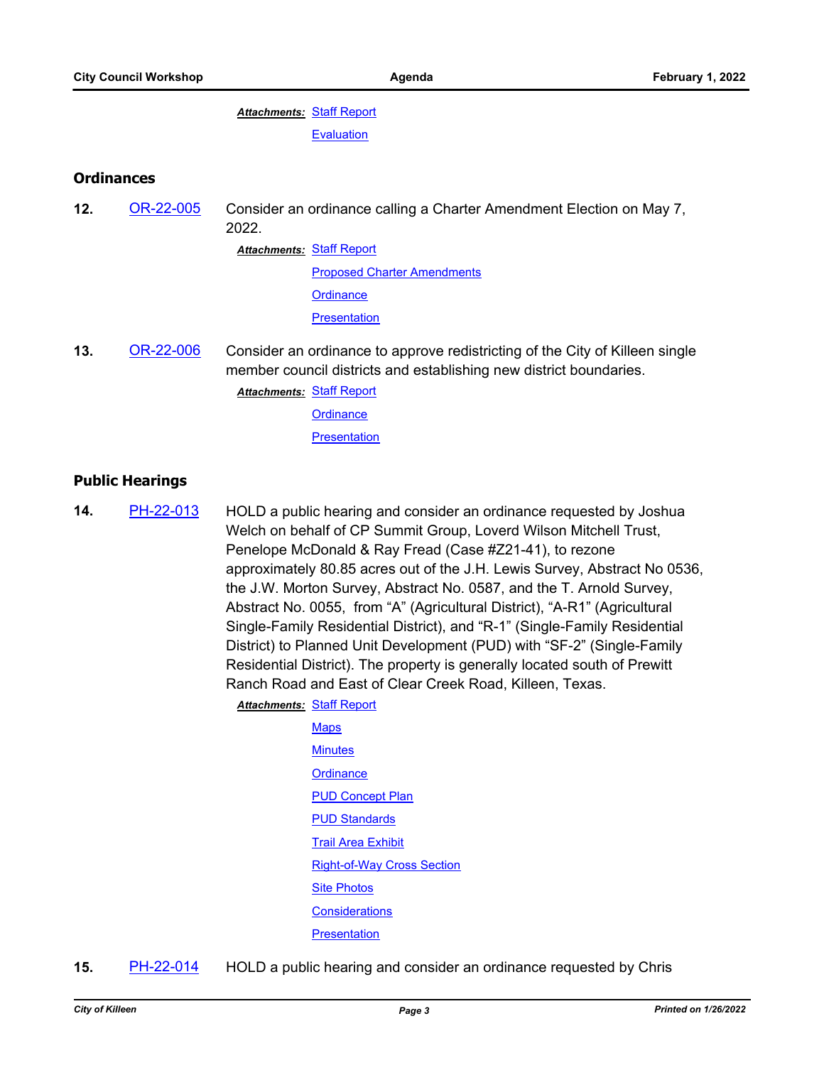*Attachments:* Staff Report

Evaluation

## Ordinances

**12.** OR-22-005 Consider an ordinance calling a Charter Amendment Election on May 7, 2022.

*Attachments:* Staff Report

Proposed Charter Amendments

Ordinance

Presentation

**13.** OR-22-006 Consider an ordinance to approve redistricting of the City of Killeen single member council districts and establishing new district boundaries.

*Attachments:* Staff Report

Ordinance

Presentation

## Public Hearings

**14.** PH-22-013 HOLD a public hearing and consider an ordinance requested by Joshua Welch on behalf of CP Summit Group, Loverd Wilson Mitchell Trust, Penelope McDonald & Ray Fread (Case #Z21-41), to rezone approximately 80.85 acres out of the J.H. Lewis Survey, Abstract No 0536, the J.W. Morton Survey, Abstract No. 0587, and the T. Arnold Survey, Abstract No. 0055, from “A” (Agricultural District), “A-R1” (Agricultural Single-Family Residential District), and “R-1” (Single-Family Residential District) to Planned Unit Development (PUD) with “SF-2” (Single-Family Residential District). The property is generally located south of Prewitt Ranch Road and East of Clear Creek Road, Killeen, Texas.

*Attachments:* Staff Report

Maps

Minutes

Ordinance

PUD Concept Plan

PUD Standards

Trail Area Exhibit

Right-of-Way Cross Section

Site Photos

Considerations

Presentation

**15.** PH-22-014 HOLD a public hearing and consider an ordinance requested by Chris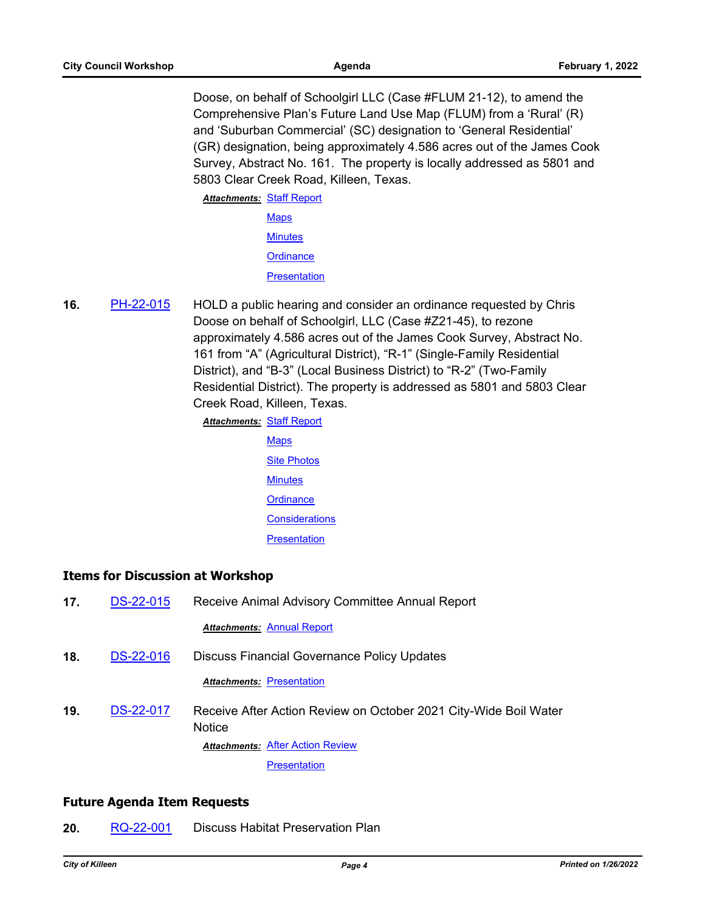Doose, on behalf of Schoolgirl LLC (Case #FLUM 21-12), to amend the Comprehensive Plan's Future Land Use Map (FLUM) from a 'Rural' (R) and 'Suburban Commercial' (SC) designation to 'General Residential' (GR) designation, being approximately 4.586 acres out of the James Cook Survey, Abstract No. 161. The property is locally addressed as 5801 and 5803 Clear Creek Road, Killeen, Texas.

***Attachments:*** Staff Report
Maps
Minutes
Ordinance
Presentation

**16.** PH-22-015 HOLD a public hearing and consider an ordinance requested by Chris Doose on behalf of Schoolgirl, LLC (Case #Z21-45), to rezone approximately 4.586 acres out of the James Cook Survey, Abstract No. 161 from "A" (Agricultural District), "R-1" (Single-Family Residential District), and "B-3" (Local Business District) to "R-2" (Two-Family Residential District). The property is addressed as 5801 and 5803 Clear Creek Road, Killeen, Texas.

***Attachments:*** Staff Report
Maps
Site Photos
Minutes
Ordinance
Considerations
Presentation

## Items for Discussion at Workshop

**17.** DS-22-015 Receive Animal Advisory Committee Annual Report

***Attachments:*** Annual Report

**18.** DS-22-016 Discuss Financial Governance Policy Updates

***Attachments:*** Presentation

**19.** DS-22-017 Receive After Action Review on October 2021 City-Wide Boil Water Notice

***Attachments:*** After Action Review
Presentation

## Future Agenda Item Requests

**20.** RQ-22-001 Discuss Habitat Preservation Plan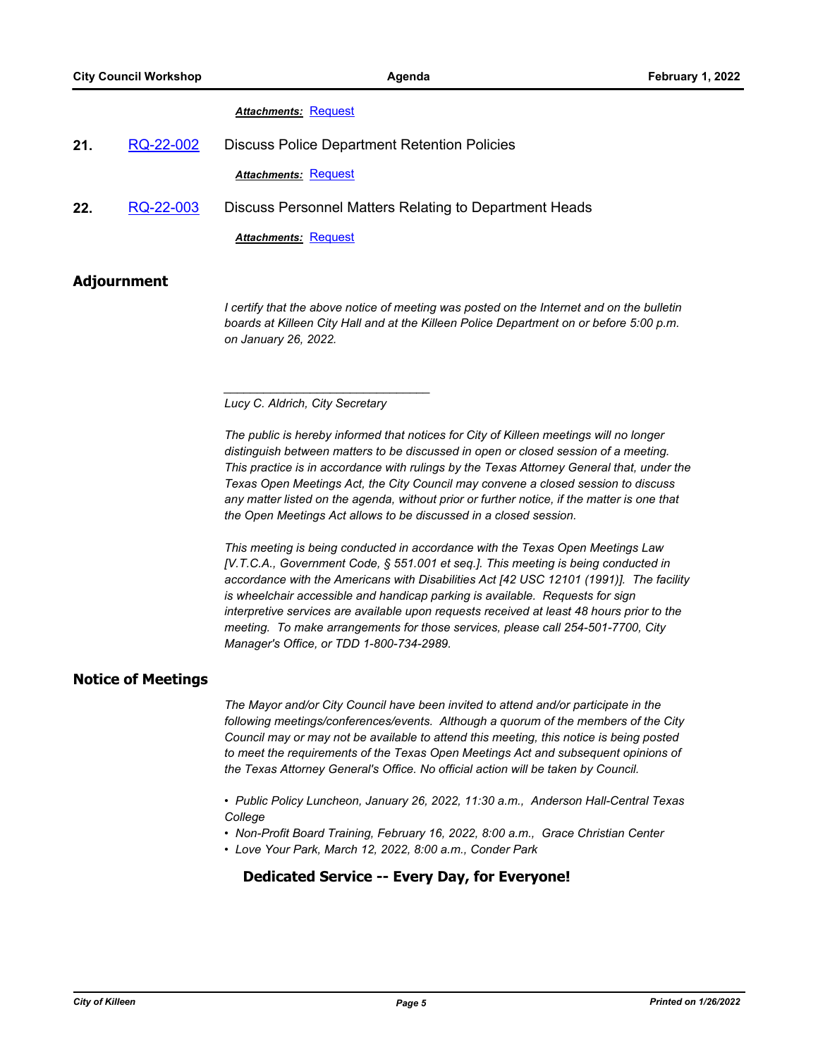***Attachments:*** Request

**21.** RQ-22-002 Discuss Police Department Retention Policies

***Attachments:*** Request

**22.** RQ-22-003 Discuss Personnel Matters Relating to Department Heads

***Attachments:*** Request

## Adjournment

*I certify that the above notice of meeting was posted on the Internet and on the bulletin boards at Killeen City Hall and at the Killeen Police Department on or before 5:00 p.m. on January 26, 2022.*

______________________________

*Lucy C. Aldrich, City Secretary*

*The public is hereby informed that notices for City of Killeen meetings will no longer distinguish between matters to be discussed in open or closed session of a meeting. This practice is in accordance with rulings by the Texas Attorney General that, under the Texas Open Meetings Act, the City Council may convene a closed session to discuss any matter listed on the agenda, without prior or further notice, if the matter is one that the Open Meetings Act allows to be discussed in a closed session.*

*This meeting is being conducted in accordance with the Texas Open Meetings Law [V.T.C.A., Government Code, § 551.001 et seq.]. This meeting is being conducted in accordance with the Americans with Disabilities Act [42 USC 12101 (1991)]. The facility is wheelchair accessible and handicap parking is available. Requests for sign interpretive services are available upon requests received at least 48 hours prior to the meeting. To make arrangements for those services, please call 254-501-7700, City Manager's Office, or TDD 1-800-734-2989.*

## Notice of Meetings

*The Mayor and/or City Council have been invited to attend and/or participate in the following meetings/conferences/events. Although a quorum of the members of the City Council may or may not be available to attend this meeting, this notice is being posted to meet the requirements of the Texas Open Meetings Act and subsequent opinions of the Texas Attorney General's Office. No official action will be taken by Council.*

- *Public Policy Luncheon, January 26, 2022, 11:30 a.m., Anderson Hall-Central Texas College*
- *Non-Profit Board Training, February 16, 2022, 8:00 a.m., Grace Christian Center*
- *Love Your Park, March 12, 2022, 8:00 a.m., Conder Park*

**Dedicated Service -- Every Day, for Everyone!**